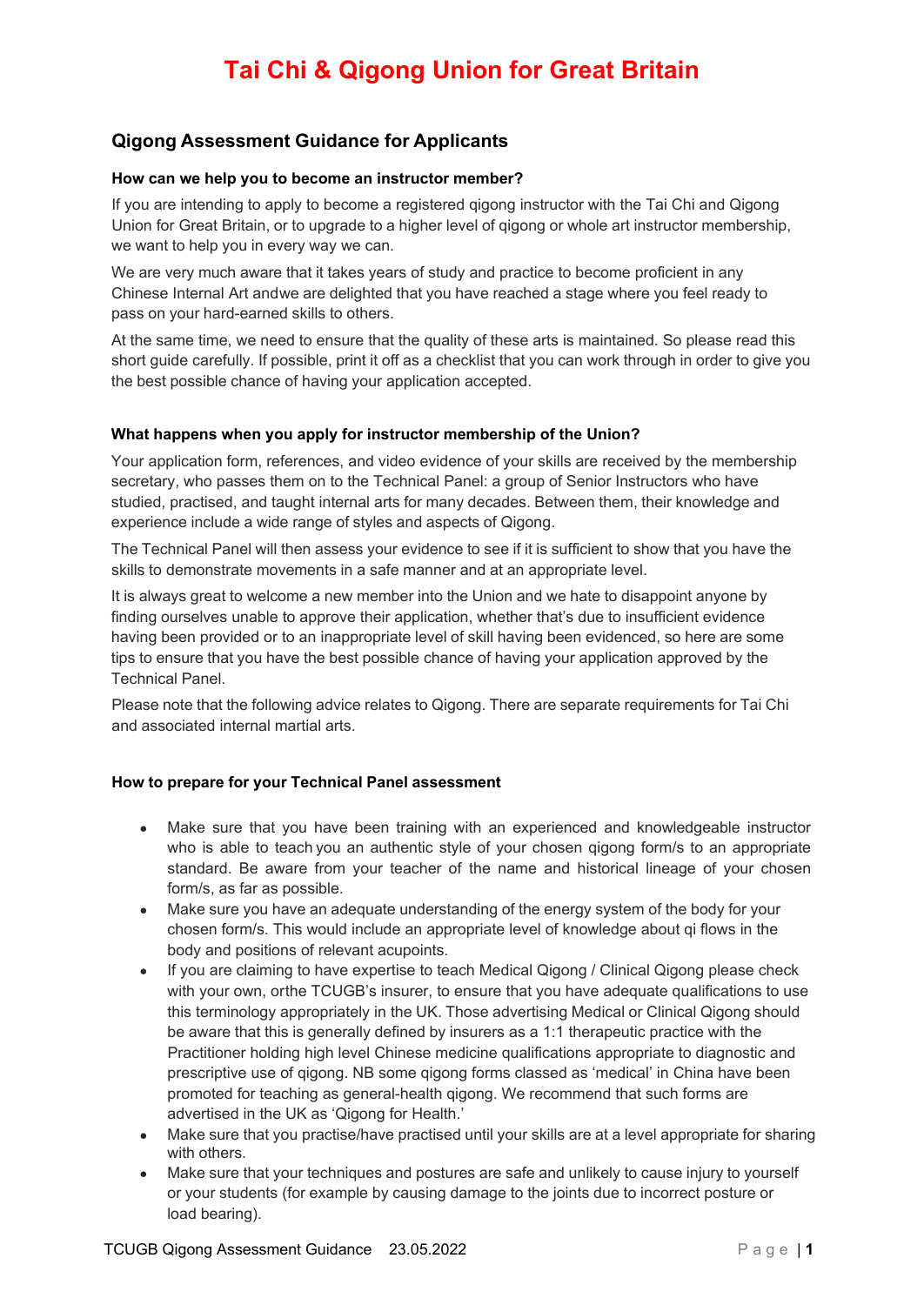# Tai Chi & Qigong Union for Great Britain

## Qigong Assessment Guidance for Applicants

### How can we help you to become an instructor member?

If you are intending to apply to become a registered qigong instructor with the Tai Chi and Qigong Union for Great Britain, or to upgrade to a higher level of qigong or whole art instructor membership, we want to help you in every way we can.

We are very much aware that it takes years of study and practice to become proficient in any Chinese Internal Art andwe are delighted that you have reached a stage where you feel ready to pass on your hard-earned skills to others.

At the same time, we need to ensure that the quality of these arts is maintained. So please read this short guide carefully. If possible, print it off as a checklist that you can work through in order to give you the best possible chance of having your application accepted.

### What happens when you apply for instructor membership of the Union?

Your application form, references, and video evidence of your skills are received by the membership secretary, who passes them on to the Technical Panel: a group of Senior Instructors who have studied, practised, and taught internal arts for many decades. Between them, their knowledge and experience include a wide range of styles and aspects of Qigong.

The Technical Panel will then assess your evidence to see if it is sufficient to show that you have the skills to demonstrate movements in a safe manner and at an appropriate level.

It is always great to welcome a new member into the Union and we hate to disappoint anyone by finding ourselves unable to approve their application, whether that's due to insufficient evidence having been provided or to an inappropriate level of skill having been evidenced, so here are some tips to ensure that you have the best possible chance of having your application approved by the Technical Panel.

Please note that the following advice relates to Qigong. There are separate requirements for Tai Chi and associated internal martial arts.

### How to prepare for your Technical Panel assessment

- Make sure that you have been training with an experienced and knowledgeable instructor who is able to teach you an authentic style of your chosen qigong form/s to an appropriate standard. Be aware from your teacher of the name and historical lineage of your chosen form/s, as far as possible.
- Make sure you have an adequate understanding of the energy system of the body for your chosen form/s. This would include an appropriate level of knowledge about qi flows in the body and positions of relevant acupoints.
- If you are claiming to have expertise to teach Medical Qigong / Clinical Qigong please check with your own, orthe TCUGB's insurer, to ensure that you have adequate qualifications to use this terminology appropriately in the UK. Those advertising Medical or Clinical Qigong should be aware that this is generally defined by insurers as a 1:1 therapeutic practice with the Practitioner holding high level Chinese medicine qualifications appropriate to diagnostic and prescriptive use of qigong. NB some qigong forms classed as 'medical' in China have been promoted for teaching as general-health qigong. We recommend that such forms are advertised in the UK as 'Qigong for Health.'
- Make sure that you practise/have practised until your skills are at a level appropriate for sharing with others.
- Make sure that your techniques and postures are safe and unlikely to cause injury to yourself or your students (for example by causing damage to the joints due to incorrect posture or load bearing).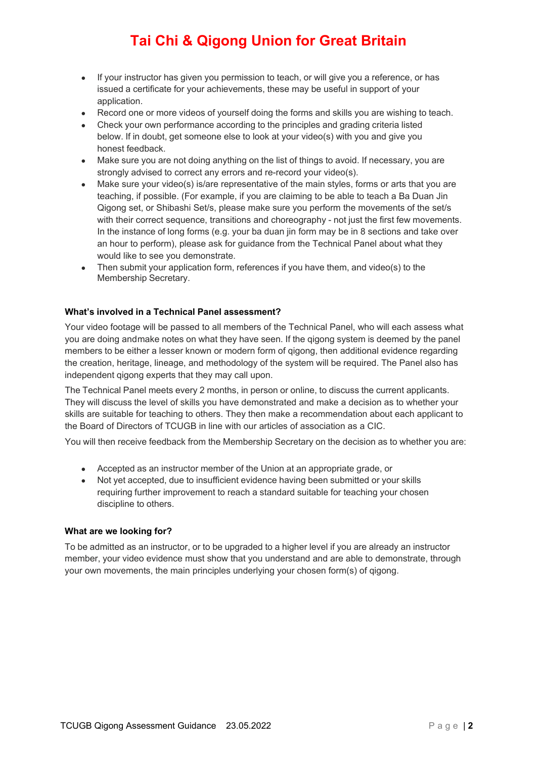- If your instructor has given you permission to teach, or will give you a reference, or has issued a certificate for your achievements, these may be useful in support of your application.
- Record one or more videos of yourself doing the forms and skills you are wishing to teach.
- Check your own performance according to the principles and grading criteria listed below. If in doubt, get someone else to look at your video(s) with you and give you honest feedback.
- Make sure you are not doing anything on the list of things to avoid. If necessary, you are strongly advised to correct any errors and re-record your video(s).
- Make sure your video(s) is/are representative of the main styles, forms or arts that you are teaching, if possible. (For example, if you are claiming to be able to teach a Ba Duan Jin Qigong set, or Shibashi Set/s, please make sure you perform the movements of the set/s with their correct sequence, transitions and choreography - not just the first few movements. In the instance of long forms (e.g. your ba duan jin form may be in 8 sections and take over an hour to perform), please ask for guidance from the Technical Panel about what they would like to see you demonstrate.
- Then submit your application form, references if you have them, and video(s) to the Membership Secretary.

**What's involved in a Technical Panel assessment?**

Your video footage will be passed to all members of the Technical Panel, who will each assess what you are doing andmake notes on what they have seen. If the qigong system is deemed by the panel members to be either a lesser known or modern form of qigong, then additional evidence regarding the creation, heritage, lineage, and methodology of the system will be required. The Panel also has independent qigong experts that they may call upon.

The Technical Panel meets every 2 months, in person or online, to discuss the current applicants. They will discuss the level of skills you have demonstrated and make a decision as to whether your skills are suitable for teaching to others. They then make a recommendation about each applicant to the Board of Directors of TCUGB in line with our articles of association as a CIC.

You will then receive feedback from the Membership Secretary on the decision as to whether you are:

- Accepted as an instructor member of the Union at an appropriate grade, or
- Not yet accepted, due to insufficient evidence having been submitted or your skills requiring further improvement to reach a standard suitable for teaching your chosen discipline to others.

**What are we looking for?**

To be admitted as an instructor, or to be upgraded to a higher level if you are already an instructor member, your video evidence must show that you understand and are able to demonstrate, through your own movements, the main principles underlying your chosen form(s) of qigong.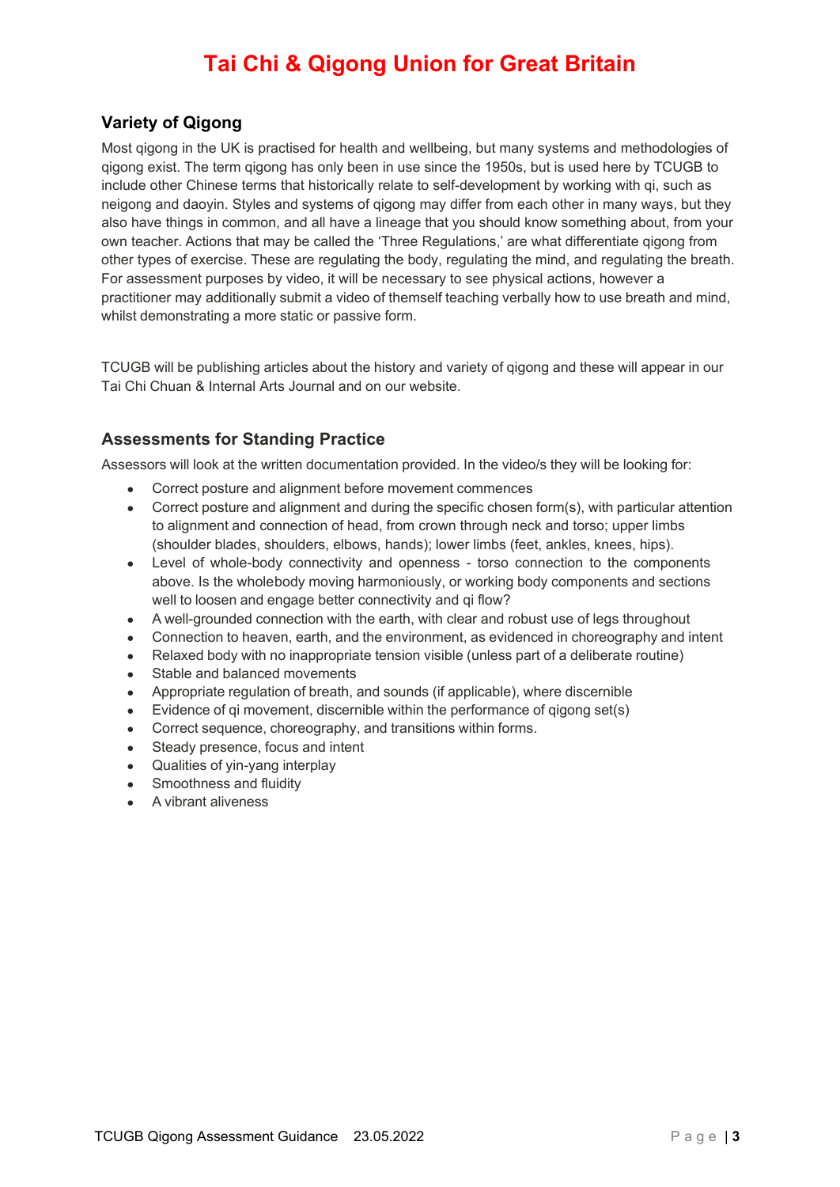## Variety of Qigong

Most qigong in the UK is practised for health and wellbeing, but many systems and methodologies of qigong exist. The term qigong has only been in use since the 1950s, but is used here by TCUGB to include other Chinese terms that historically relate to self-development by working with qi, such as neigong and daoyin. Styles and systems of qigong may differ from each other in many ways, but they also have things in common, and all have a lineage that you should know something about, from your own teacher. Actions that may be called the 'Three Regulations,' are what differentiate qigong from other types of exercise. These are regulating the body, regulating the mind, and regulating the breath. For assessment purposes by video, it will be necessary to see physical actions, however a practitioner may additionally submit a video of themself teaching verbally how to use breath and mind, whilst demonstrating a more static or passive form.

TCUGB will be publishing articles about the history and variety of qigong and these will appear in our Tai Chi Chuan & Internal Arts Journal and on our website.

## Assessments for Standing Practice

Assessors will look at the written documentation provided. In the video/s they will be looking for:

- Correct posture and alignment before movement commences
- Correct posture and alignment and during the specific chosen form(s), with particular attention to alignment and connection of head, from crown through neck and torso; upper limbs (shoulder blades, shoulders, elbows, hands); lower limbs (feet, ankles, knees, hips).
- Level of whole-body connectivity and openness - torso connection to the components above. Is the wholebody moving harmoniously, or working body components and sections well to loosen and engage better connectivity and qi flow?
- A well-grounded connection with the earth, with clear and robust use of legs throughout
- Connection to heaven, earth, and the environment, as evidenced in choreography and intent
- Relaxed body with no inappropriate tension visible (unless part of a deliberate routine)
- Stable and balanced movements
- Appropriate regulation of breath, and sounds (if applicable), where discernible
- Evidence of qi movement, discernible within the performance of qigong set(s)
- Correct sequence, choreography, and transitions within forms.
- Steady presence, focus and intent
- Qualities of yin-yang interplay
- Smoothness and fluidity
- A vibrant aliveness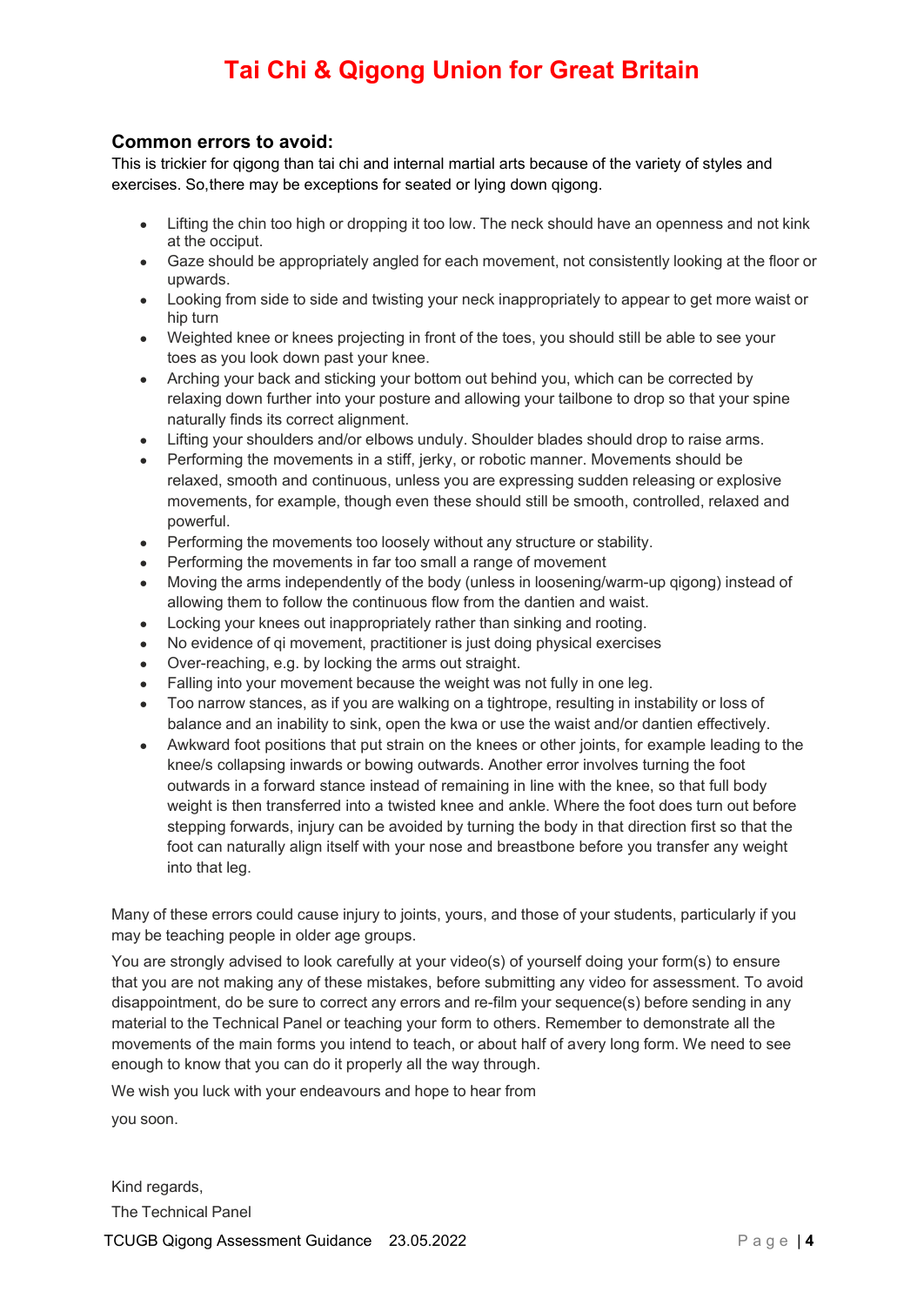## Common errors to avoid:

This is trickier for qigong than tai chi and internal martial arts because of the variety of styles and exercises. So,there may be exceptions for seated or lying down qigong.

- Lifting the chin too high or dropping it too low. The neck should have an openness and not kink at the occiput.
- Gaze should be appropriately angled for each movement, not consistently looking at the floor or upwards.
- Looking from side to side and twisting your neck inappropriately to appear to get more waist or hip turn
- Weighted knee or knees projecting in front of the toes, you should still be able to see your toes as you look down past your knee.
- Arching your back and sticking your bottom out behind you, which can be corrected by relaxing down further into your posture and allowing your tailbone to drop so that your spine naturally finds its correct alignment.
- Lifting your shoulders and/or elbows unduly. Shoulder blades should drop to raise arms.
- Performing the movements in a stiff, jerky, or robotic manner. Movements should be relaxed, smooth and continuous, unless you are expressing sudden releasing or explosive movements, for example, though even these should still be smooth, controlled, relaxed and powerful.
- Performing the movements too loosely without any structure or stability.
- Performing the movements in far too small a range of movement
- Moving the arms independently of the body (unless in loosening/warm-up qigong) instead of allowing them to follow the continuous flow from the dantien and waist.
- Locking your knees out inappropriately rather than sinking and rooting.
- No evidence of qi movement, practitioner is just doing physical exercises
- Over-reaching, e.g. by locking the arms out straight.
- Falling into your movement because the weight was not fully in one leg.
- Too narrow stances, as if you are walking on a tightrope, resulting in instability or loss of balance and an inability to sink, open the kwa or use the waist and/or dantien effectively.
- Awkward foot positions that put strain on the knees or other joints, for example leading to the knee/s collapsing inwards or bowing outwards. Another error involves turning the foot outwards in a forward stance instead of remaining in line with the knee, so that full body weight is then transferred into a twisted knee and ankle. Where the foot does turn out before stepping forwards, injury can be avoided by turning the body in that direction first so that the foot can naturally align itself with your nose and breastbone before you transfer any weight into that leg.

Many of these errors could cause injury to joints, yours, and those of your students, particularly if you may be teaching people in older age groups.

You are strongly advised to look carefully at your video(s) of yourself doing your form(s) to ensure that you are not making any of these mistakes, before submitting any video for assessment. To avoid disappointment, do be sure to correct any errors and re-film your sequence(s) before sending in any material to the Technical Panel or teaching your form to others. Remember to demonstrate all the movements of the main forms you intend to teach, or about half of avery long form. We need to see enough to know that you can do it properly all the way through.

We wish you luck with your endeavours and hope to hear from

you soon.

Kind regards,

The Technical Panel